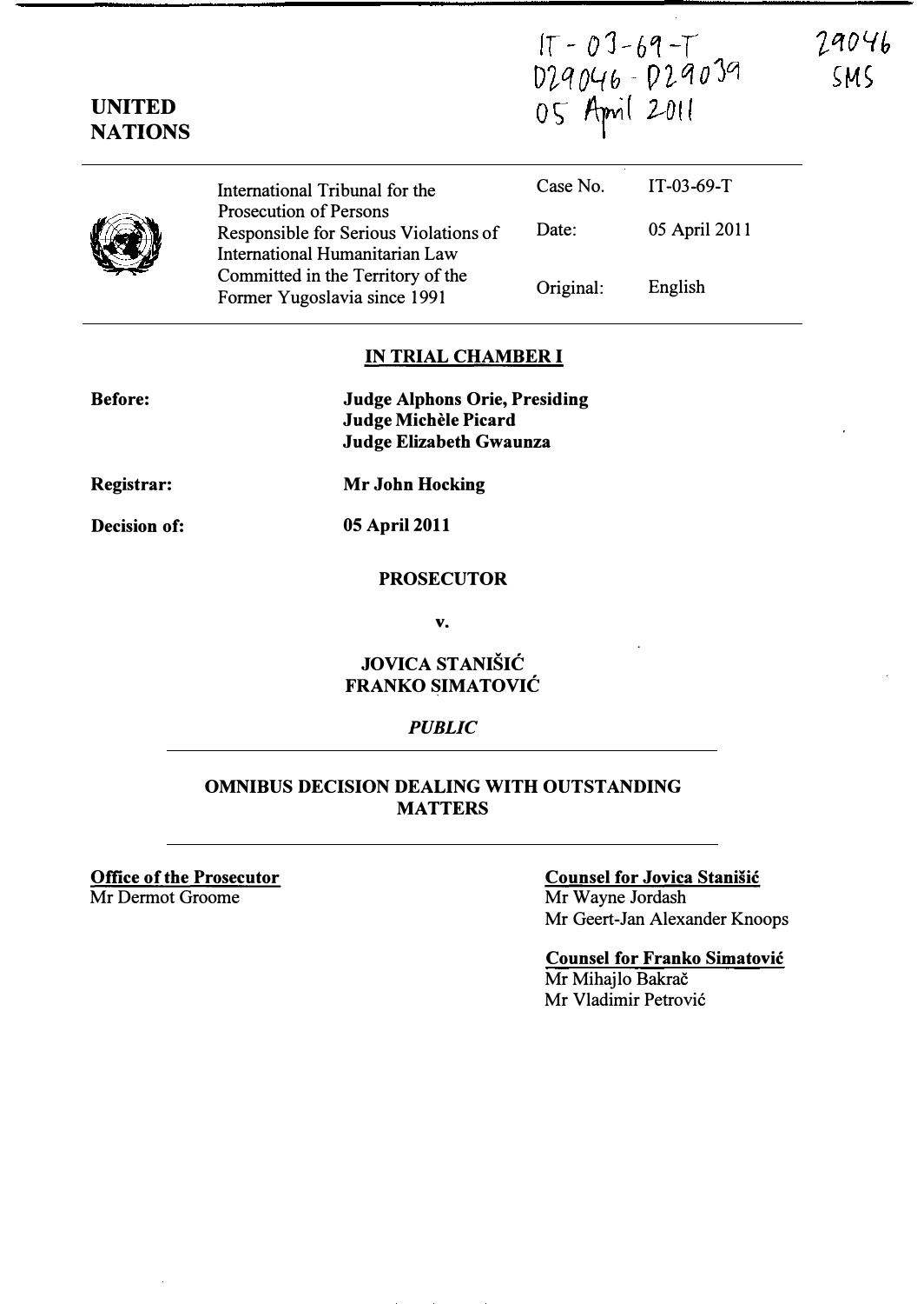IT-03-69-T
D29046 - D29039
05 April 2011

29046
SMS

**UNITED NATIONS**

| | | |
|---|---|---|
| International Tribunal for the Prosecution of Persons Responsible for Serious Violations of International Humanitarian Law Committed in the Territory of the Former Yugoslavia since 1991 | Case No. | IT-03-69-T |
| | Date: | 05 April 2011 |
| | Original: | English |

**IN TRIAL CHAMBER I**

**Before:** **Judge Alphons Orie, Presiding**
**Judge Michèle Picard**
**Judge Elizabeth Gwaunza**

**Registrar:** **Mr John Hocking**

**Decision of:** **05 April 2011**

**PROSECUTOR**

**v.**

**JOVICA STANIŠIĆ**
**FRANKO SIMATOVIĆ**

***PUBLIC***

**OMNIBUS DECISION DEALING WITH OUTSTANDING MATTERS**

**Office of the Prosecutor**
Mr Dermot Groome

**Counsel for Jovica Stanišić**
Mr Wayne Jordash
Mr Geert-Jan Alexander Knoops

**Counsel for Franko Simatović**
Mr Mihajlo Bakrač
Mr Vladimir Petrović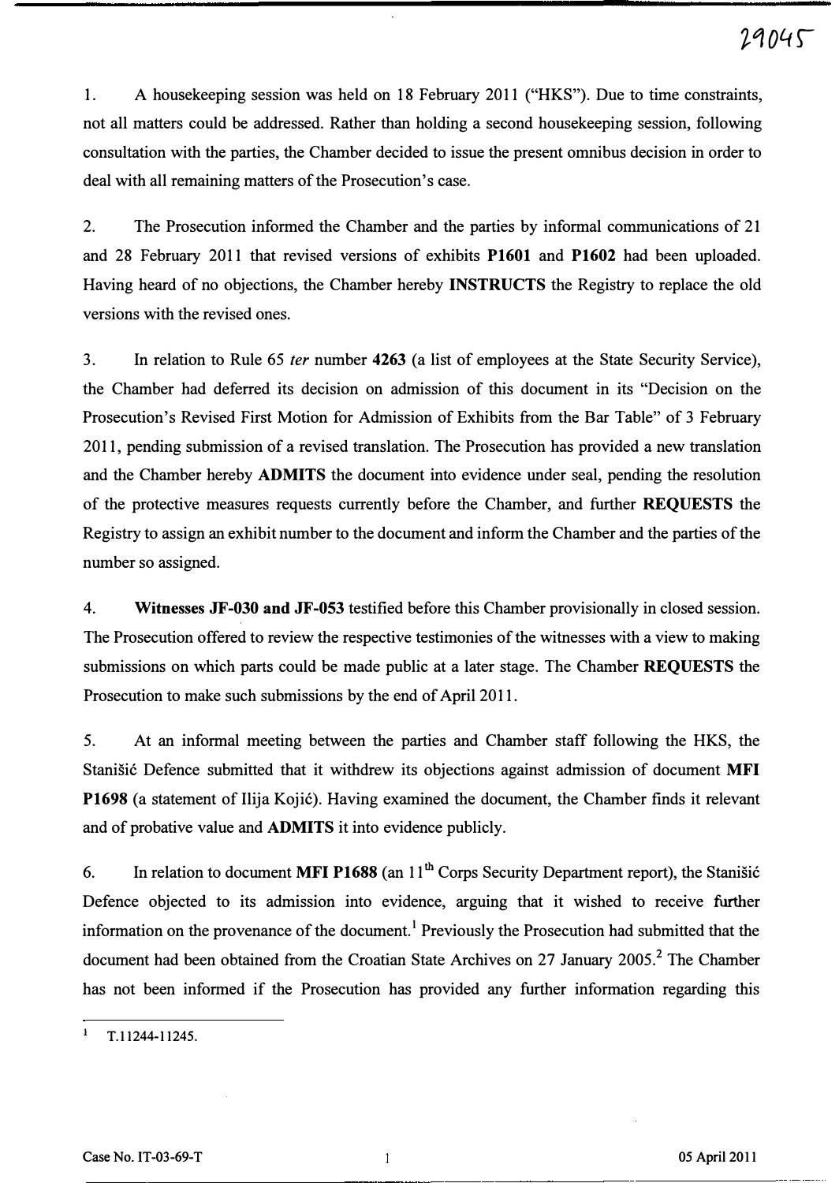1. A housekeeping session was held on 18 February 2011 ("HKS"). Due to time constraints, not all matters could be addressed. Rather than holding a second housekeeping session, following consultation with the parties, the Chamber decided to issue the present omnibus decision in order to deal with all remaining matters of the Prosecution's case.

2. The Prosecution informed the Chamber and the parties by informal communications of 21 and 28 February 2011 that revised versions of exhibits **P1601** and **P1602** had been uploaded. Having heard of no objections, the Chamber hereby **INSTRUCTS** the Registry to replace the old versions with the revised ones.

3. In relation to Rule 65 *ter* number **4263** (a list of employees at the State Security Service), the Chamber had deferred its decision on admission of this document in its "Decision on the Prosecution's Revised First Motion for Admission of Exhibits from the Bar Table" of 3 February 2011, pending submission of a revised translation. The Prosecution has provided a new translation and the Chamber hereby **ADMITS** the document into evidence under seal, pending the resolution of the protective measures requests currently before the Chamber, and further **REQUESTS** the Registry to assign an exhibit number to the document and inform the Chamber and the parties of the number so assigned.

4. **Witnesses JF-030 and JF-053** testified before this Chamber provisionally in closed session. The Prosecution offered to review the respective testimonies of the witnesses with a view to making submissions on which parts could be made public at a later stage. The Chamber **REQUESTS** the Prosecution to make such submissions by the end of April 2011.

5. At an informal meeting between the parties and Chamber staff following the HKS, the Stanišić Defence submitted that it withdrew its objections against admission of document **MFI P1698** (a statement of Ilija Kojić). Having examined the document, the Chamber finds it relevant and of probative value and **ADMITS** it into evidence publicly.

6. In relation to document **MFI P1688** (an 11th Corps Security Department report), the Stanišić Defence objected to its admission into evidence, arguing that it wished to receive further information on the provenance of the document.[1] Previously the Prosecution had submitted that the document had been obtained from the Croatian State Archives on 27 January 2005.[2] The Chamber has not been informed if the Prosecution has provided any further information regarding this

---

[1] T.11244-11245.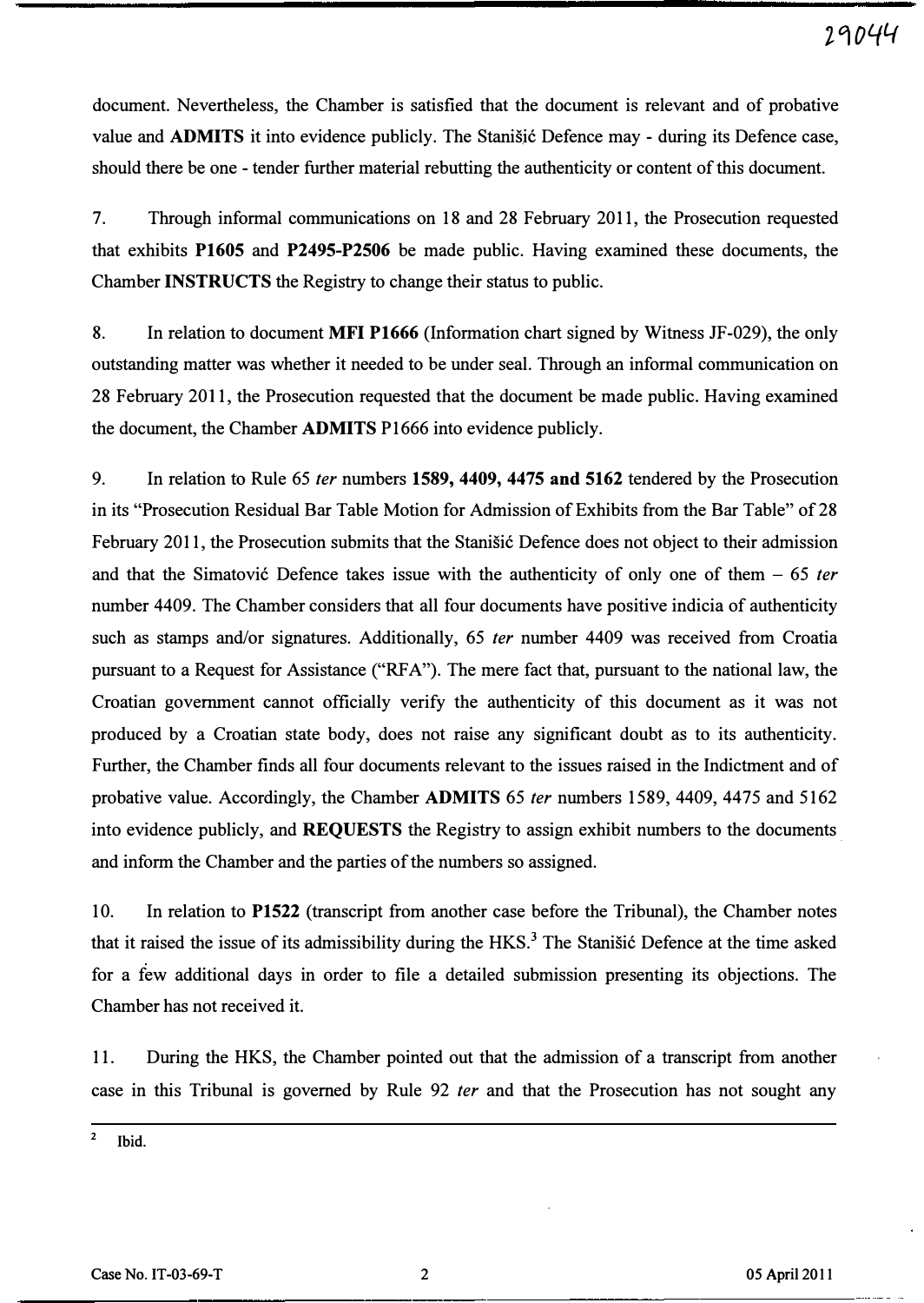document. Nevertheless, the Chamber is satisfied that the document is relevant and of probative value and **ADMITS** it into evidence publicly. The Stanišić Defence may - during its Defence case, should there be one - tender further material rebutting the authenticity or content of this document.

7. Through informal communications on 18 and 28 February 2011, the Prosecution requested that exhibits **P1605** and **P2495-P2506** be made public. Having examined these documents, the Chamber **INSTRUCTS** the Registry to change their status to public.

8. In relation to document **MFI P1666** (Information chart signed by Witness JF-029), the only outstanding matter was whether it needed to be under seal. Through an informal communication on 28 February 2011, the Prosecution requested that the document be made public. Having examined the document, the Chamber **ADMITS** P1666 into evidence publicly.

9. In relation to Rule 65 *ter* numbers **1589, 4409, 4475 and 5162** tendered by the Prosecution in its "Prosecution Residual Bar Table Motion for Admission of Exhibits from the Bar Table" of 28 February 2011, the Prosecution submits that the Stanišić Defence does not object to their admission and that the Simatović Defence takes issue with the authenticity of only one of them – 65 *ter* number 4409. The Chamber considers that all four documents have positive indicia of authenticity such as stamps and/or signatures. Additionally, 65 *ter* number 4409 was received from Croatia pursuant to a Request for Assistance ("RFA"). The mere fact that, pursuant to the national law, the Croatian government cannot officially verify the authenticity of this document as it was not produced by a Croatian state body, does not raise any significant doubt as to its authenticity. Further, the Chamber finds all four documents relevant to the issues raised in the Indictment and of probative value. Accordingly, the Chamber **ADMITS** 65 *ter* numbers 1589, 4409, 4475 and 5162 into evidence publicly, and **REQUESTS** the Registry to assign exhibit numbers to the documents and inform the Chamber and the parties of the numbers so assigned.

10. In relation to **P1522** (transcript from another case before the Tribunal), the Chamber notes that it raised the issue of its admissibility during the HKS.[3] The Stanišić Defence at the time asked for a few additional days in order to file a detailed submission presenting its objections. The Chamber has not received it.

11. During the HKS, the Chamber pointed out that the admission of a transcript from another case in this Tribunal is governed by Rule 92 *ter* and that the Prosecution has not sought any

---

[2] Ibid.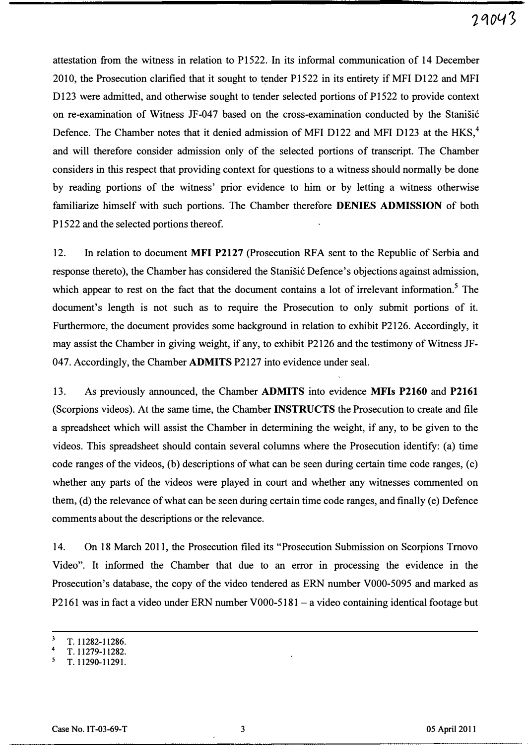attestation from the witness in relation to P1522. In its informal communication of 14 December 2010, the Prosecution clarified that it sought to tender P1522 in its entirety if MFI D122 and MFI D123 were admitted, and otherwise sought to tender selected portions of P1522 to provide context on re-examination of Witness JF-047 based on the cross-examination conducted by the Stanišić Defence. The Chamber notes that it denied admission of MFI D122 and MFI D123 at the HKS,[4] and will therefore consider admission only of the selected portions of transcript. The Chamber considers in this respect that providing context for questions to a witness should normally be done by reading portions of the witness' prior evidence to him or by letting a witness otherwise familiarize himself with such portions. The Chamber therefore **DENIES ADMISSION** of both P1522 and the selected portions thereof.

12. In relation to document **MFI P2127** (Prosecution RFA sent to the Republic of Serbia and response thereto), the Chamber has considered the Stanišić Defence's objections against admission, which appear to rest on the fact that the document contains a lot of irrelevant information.[5] The document's length is not such as to require the Prosecution to only submit portions of it. Furthermore, the document provides some background in relation to exhibit P2126. Accordingly, it may assist the Chamber in giving weight, if any, to exhibit P2126 and the testimony of Witness JF-047. Accordingly, the Chamber **ADMITS** P2127 into evidence under seal.

13. As previously announced, the Chamber **ADMITS** into evidence **MFIs P2160** and **P2161** (Scorpions videos). At the same time, the Chamber **INSTRUCTS** the Prosecution to create and file a spreadsheet which will assist the Chamber in determining the weight, if any, to be given to the videos. This spreadsheet should contain several columns where the Prosecution identify: (a) time code ranges of the videos, (b) descriptions of what can be seen during certain time code ranges, (c) whether any parts of the videos were played in court and whether any witnesses commented on them, (d) the relevance of what can be seen during certain time code ranges, and finally (e) Defence comments about the descriptions or the relevance.

14. On 18 March 2011, the Prosecution filed its "Prosecution Submission on Scorpions Trnovo Video". It informed the Chamber that due to an error in processing the evidence in the Prosecution's database, the copy of the video tendered as ERN number V000-5095 and marked as P2161 was in fact a video under ERN number V000-5181 – a video containing identical footage but

---

[3] T. 11282-11286.

[4] T. 11279-11282.

[5] T. 11290-11291.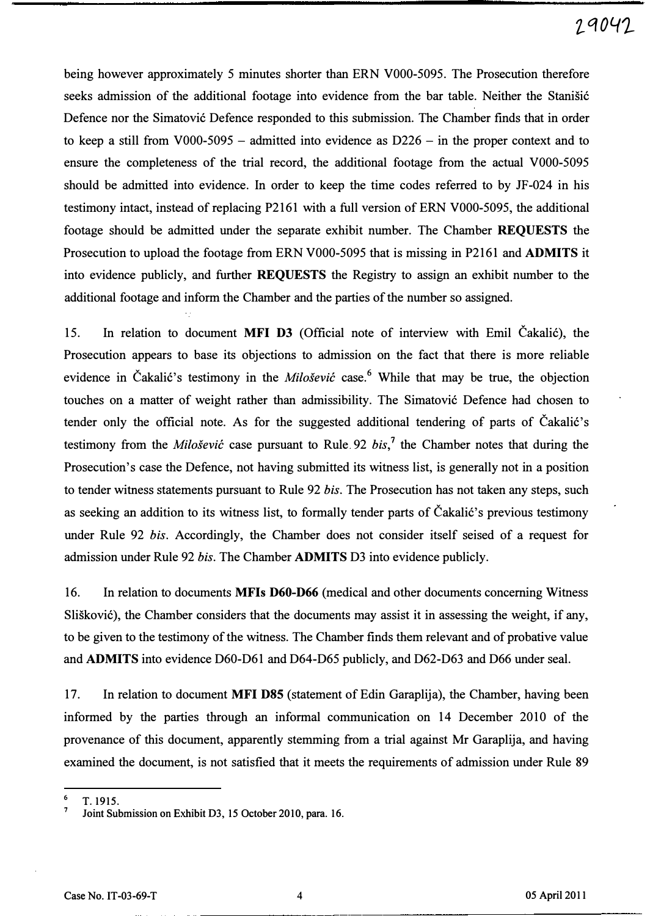being however approximately 5 minutes shorter than ERN V000-5095. The Prosecution therefore seeks admission of the additional footage into evidence from the bar table. Neither the Stanišić Defence nor the Simatović Defence responded to this submission. The Chamber finds that in order to keep a still from V000-5095 – admitted into evidence as D226 – in the proper context and to ensure the completeness of the trial record, the additional footage from the actual V000-5095 should be admitted into evidence. In order to keep the time codes referred to by JF-024 in his testimony intact, instead of replacing P2161 with a full version of ERN V000-5095, the additional footage should be admitted under the separate exhibit number. The Chamber **REQUESTS** the Prosecution to upload the footage from ERN V000-5095 that is missing in P2161 and **ADMITS** it into evidence publicly, and further **REQUESTS** the Registry to assign an exhibit number to the additional footage and inform the Chamber and the parties of the number so assigned.

15. In relation to document **MFI D3** (Official note of interview with Emil Čakalić), the Prosecution appears to base its objections to admission on the fact that there is more reliable evidence in Čakalić's testimony in the *Milošević* case.[6] While that may be true, the objection touches on a matter of weight rather than admissibility. The Simatović Defence had chosen to tender only the official note. As for the suggested additional tendering of parts of Čakalić's testimony from the *Milošević* case pursuant to Rule 92 *bis*,[7] the Chamber notes that during the Prosecution's case the Defence, not having submitted its witness list, is generally not in a position to tender witness statements pursuant to Rule 92 *bis*. The Prosecution has not taken any steps, such as seeking an addition to its witness list, to formally tender parts of Čakalić's previous testimony under Rule 92 *bis*. Accordingly, the Chamber does not consider itself seised of a request for admission under Rule 92 *bis*. The Chamber **ADMITS** D3 into evidence publicly.

16. In relation to documents **MFIs D60-D66** (medical and other documents concerning Witness Slišković), the Chamber considers that the documents may assist it in assessing the weight, if any, to be given to the testimony of the witness. The Chamber finds them relevant and of probative value and **ADMITS** into evidence D60-D61 and D64-D65 publicly, and D62-D63 and D66 under seal.

17. In relation to document **MFI D85** (statement of Edin Garaplija), the Chamber, having been informed by the parties through an informal communication on 14 December 2010 of the provenance of this document, apparently stemming from a trial against Mr Garaplija, and having examined the document, is not satisfied that it meets the requirements of admission under Rule 89

---

[6] T. 1915.

[7] Joint Submission on Exhibit D3, 15 October 2010, para. 16.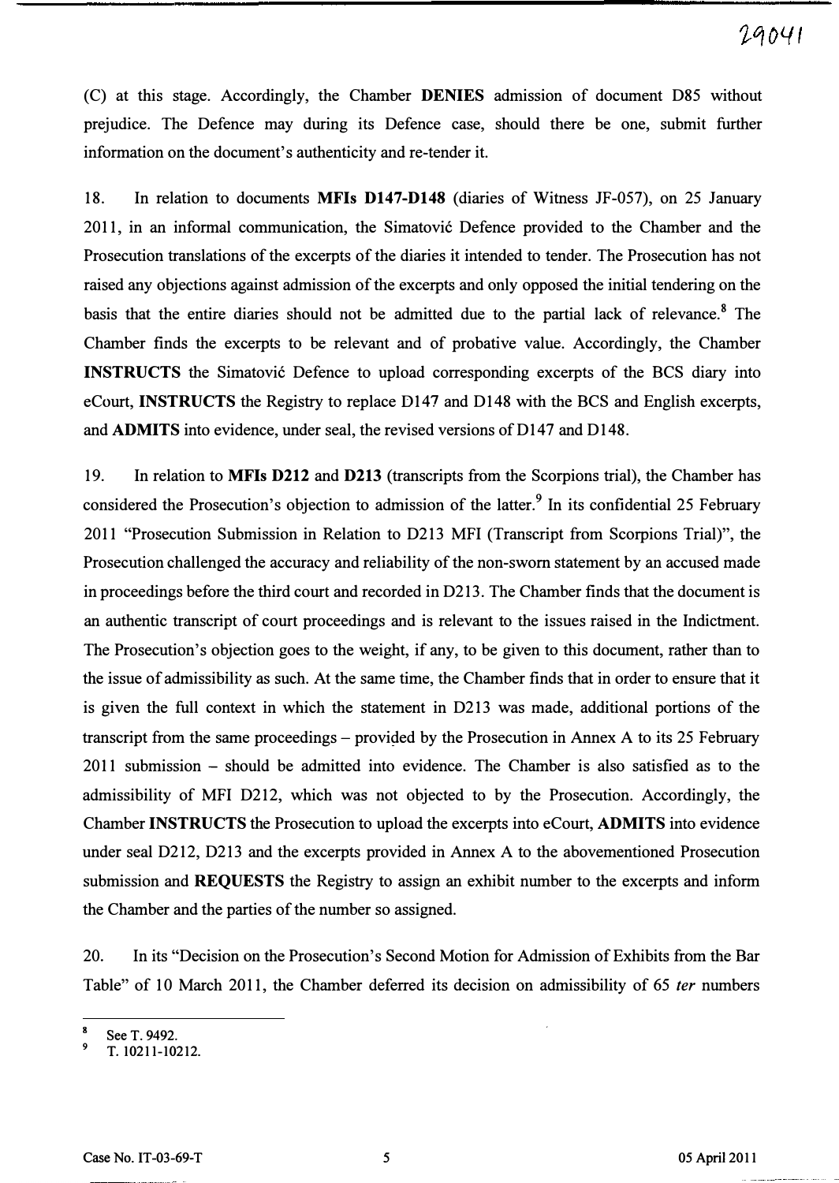(C) at this stage. Accordingly, the Chamber **DENIES** admission of document D85 without prejudice. The Defence may during its Defence case, should there be one, submit further information on the document's authenticity and re-tender it.

18. In relation to documents **MFIs D147-D148** (diaries of Witness JF-057), on 25 January 2011, in an informal communication, the Simatović Defence provided to the Chamber and the Prosecution translations of the excerpts of the diaries it intended to tender. The Prosecution has not raised any objections against admission of the excerpts and only opposed the initial tendering on the basis that the entire diaries should not be admitted due to the partial lack of relevance.[8] The Chamber finds the excerpts to be relevant and of probative value. Accordingly, the Chamber **INSTRUCTS** the Simatović Defence to upload corresponding excerpts of the BCS diary into eCourt, **INSTRUCTS** the Registry to replace D147 and D148 with the BCS and English excerpts, and **ADMITS** into evidence, under seal, the revised versions of D147 and D148.

19. In relation to **MFIs D212** and **D213** (transcripts from the Scorpions trial), the Chamber has considered the Prosecution's objection to admission of the latter.[9] In its confidential 25 February 2011 "Prosecution Submission in Relation to D213 MFI (Transcript from Scorpions Trial)", the Prosecution challenged the accuracy and reliability of the non-sworn statement by an accused made in proceedings before the third court and recorded in D213. The Chamber finds that the document is an authentic transcript of court proceedings and is relevant to the issues raised in the Indictment. The Prosecution's objection goes to the weight, if any, to be given to this document, rather than to the issue of admissibility as such. At the same time, the Chamber finds that in order to ensure that it is given the full context in which the statement in D213 was made, additional portions of the transcript from the same proceedings – provided by the Prosecution in Annex A to its 25 February 2011 submission – should be admitted into evidence. The Chamber is also satisfied as to the admissibility of MFI D212, which was not objected to by the Prosecution. Accordingly, the Chamber **INSTRUCTS** the Prosecution to upload the excerpts into eCourt, **ADMITS** into evidence under seal D212, D213 and the excerpts provided in Annex A to the abovementioned Prosecution submission and **REQUESTS** the Registry to assign an exhibit number to the excerpts and inform the Chamber and the parties of the number so assigned.

20. In its "Decision on the Prosecution's Second Motion for Admission of Exhibits from the Bar Table" of 10 March 2011, the Chamber deferred its decision on admissibility of 65 *ter* numbers

---

[8] See T. 9492.

[9] T. 10211-10212.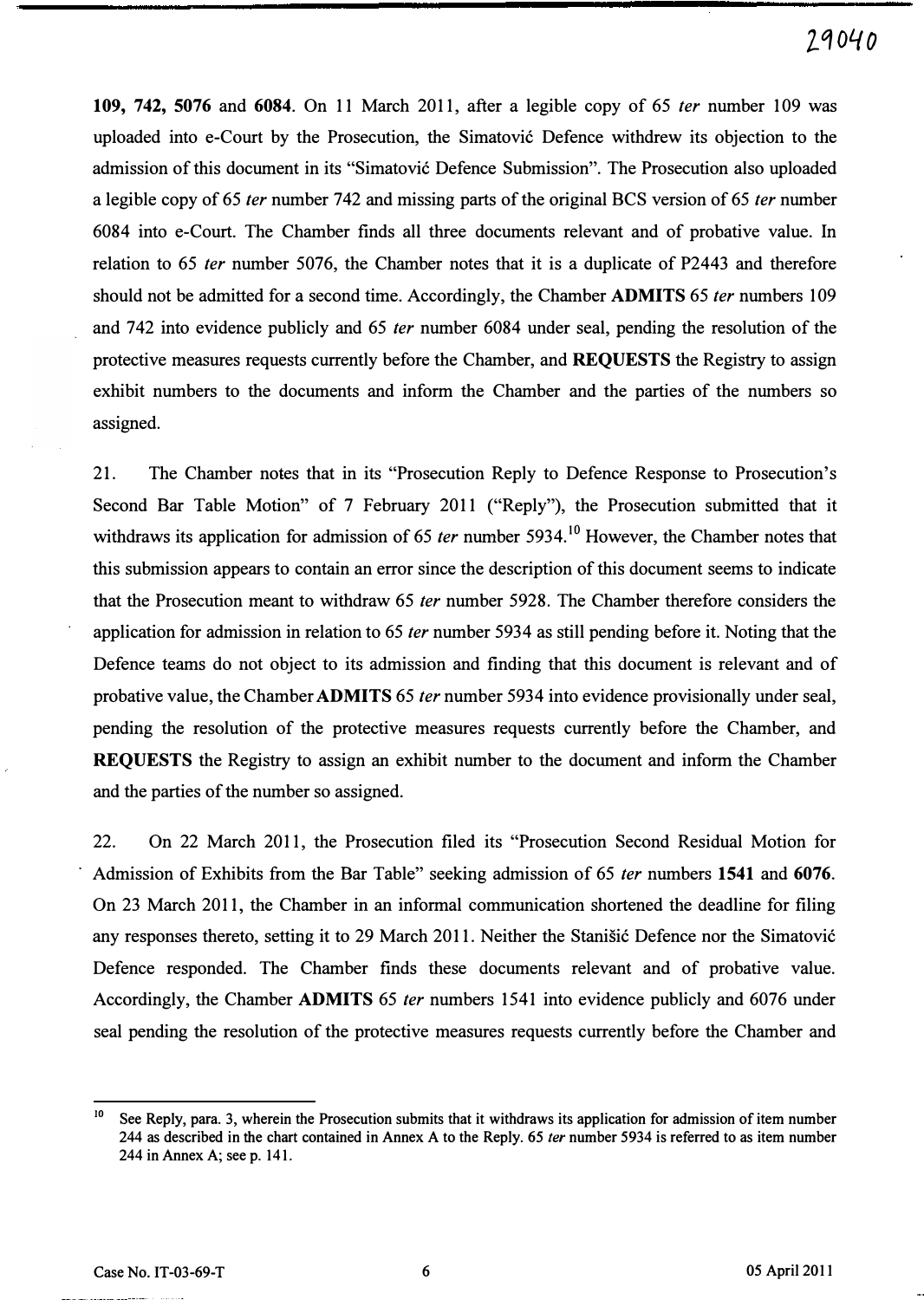**109, 742, 5076** and **6084**. On 11 March 2011, after a legible copy of 65 *ter* number 109 was uploaded into e-Court by the Prosecution, the Simatović Defence withdrew its objection to the admission of this document in its "Simatović Defence Submission". The Prosecution also uploaded a legible copy of 65 *ter* number 742 and missing parts of the original BCS version of 65 *ter* number 6084 into e-Court. The Chamber finds all three documents relevant and of probative value. In relation to 65 *ter* number 5076, the Chamber notes that it is a duplicate of P2443 and therefore should not be admitted for a second time. Accordingly, the Chamber **ADMITS** 65 *ter* numbers 109 and 742 into evidence publicly and 65 *ter* number 6084 under seal, pending the resolution of the protective measures requests currently before the Chamber, and **REQUESTS** the Registry to assign exhibit numbers to the documents and inform the Chamber and the parties of the numbers so assigned.

21. The Chamber notes that in its "Prosecution Reply to Defence Response to Prosecution's Second Bar Table Motion" of 7 February 2011 ("Reply"), the Prosecution submitted that it withdraws its application for admission of 65 *ter* number 5934.[10] However, the Chamber notes that this submission appears to contain an error since the description of this document seems to indicate that the Prosecution meant to withdraw 65 *ter* number 5928. The Chamber therefore considers the application for admission in relation to 65 *ter* number 5934 as still pending before it. Noting that the Defence teams do not object to its admission and finding that this document is relevant and of probative value, the Chamber **ADMITS** 65 *ter* number 5934 into evidence provisionally under seal, pending the resolution of the protective measures requests currently before the Chamber, and **REQUESTS** the Registry to assign an exhibit number to the document and inform the Chamber and the parties of the number so assigned.

22. On 22 March 2011, the Prosecution filed its "Prosecution Second Residual Motion for Admission of Exhibits from the Bar Table" seeking admission of 65 *ter* numbers **1541** and **6076**. On 23 March 2011, the Chamber in an informal communication shortened the deadline for filing any responses thereto, setting it to 29 March 2011. Neither the Stanišić Defence nor the Simatović Defence responded. The Chamber finds these documents relevant and of probative value. Accordingly, the Chamber **ADMITS** 65 *ter* numbers 1541 into evidence publicly and 6076 under seal pending the resolution of the protective measures requests currently before the Chamber and

---

[10] See Reply, para. 3, wherein the Prosecution submits that it withdraws its application for admission of item number 244 as described in the chart contained in Annex A to the Reply. 65 *ter* number 5934 is referred to as item number 244 in Annex A; see p. 141.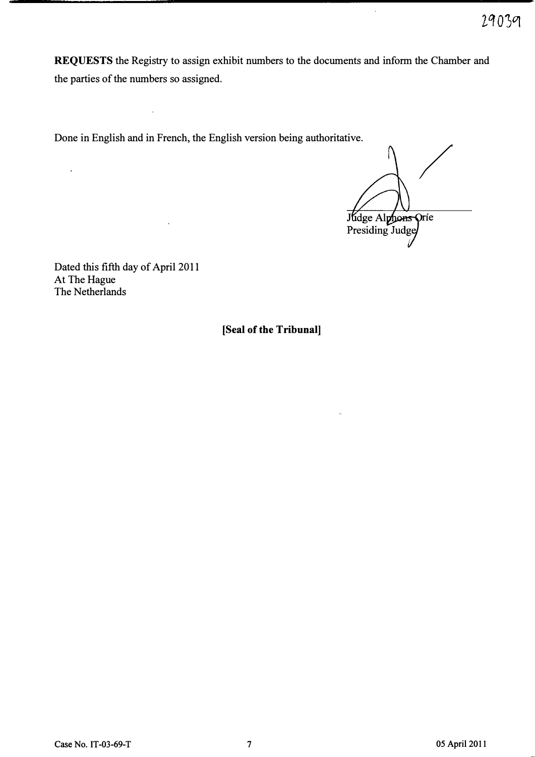**REQUESTS** the Registry to assign exhibit numbers to the documents and inform the Chamber and the parties of the numbers so assigned.

Done in English and in French, the English version being authoritative.

Judge Alphons Orie
Presiding Judge

Dated this fifth day of April 2011
At The Hague
The Netherlands

**[Seal of the Tribunal]**